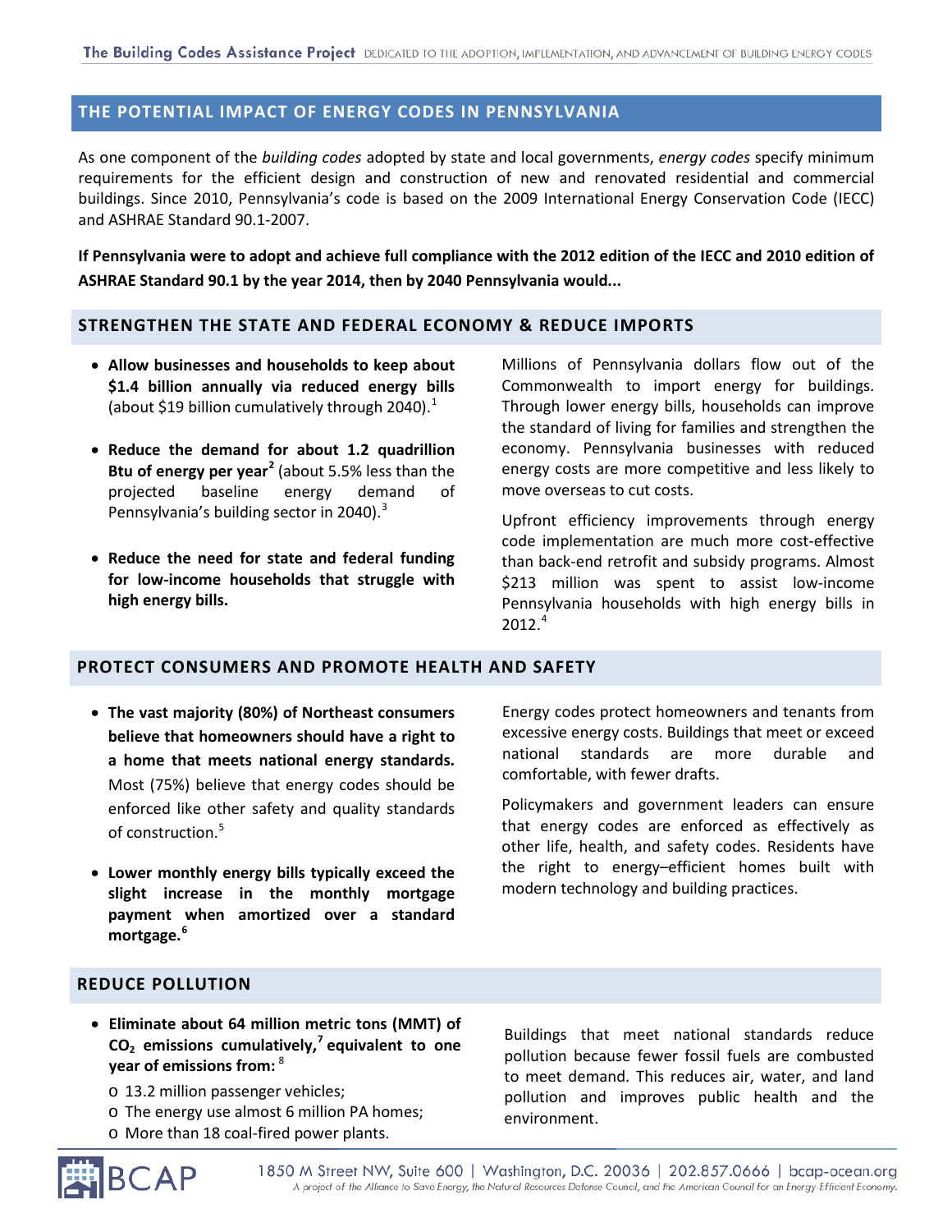## THE POTENTIAL IMPACT OF ENERGY CODES IN PENNSYLVANIA

As one component of the *building codes* adopted by state and local governments, *energy codes* specify minimum requirements for the efficient design and construction of new and renovated residential and commercial buildings. Since 2010, Pennsylvania's code is based on the 2009 International Energy Conservation Code (IECC) and ASHRAE Standard 90.1-2007.

**If Pennsylvania were to adopt and achieve full compliance with the 2012 edition of the IECC and 2010 edition of ASHRAE Standard 90.1 by the year 2014, then by 2040 Pennsylvania would...**

### STRENGTHEN THE STATE AND FEDERAL ECONOMY & REDUCE IMPORTS

- **Allow businesses and households to keep about $1.4 billion annually via reduced energy bills** (about $19 billion cumulatively through 2040).[1]
- **Reduce the demand for about 1.2 quadrillion Btu of energy per year**[2] (about 5.5% less than the projected baseline energy demand of Pennsylvania's building sector in 2040).[3]
- **Reduce the need for state and federal funding for low-income households that struggle with high energy bills.**

Millions of Pennsylvania dollars flow out of the Commonwealth to import energy for buildings. Through lower energy bills, households can improve the standard of living for families and strengthen the economy. Pennsylvania businesses with reduced energy costs are more competitive and less likely to move overseas to cut costs.

Upfront efficiency improvements through energy code implementation are much more cost-effective than back-end retrofit and subsidy programs. Almost $213 million was spent to assist low-income Pennsylvania households with high energy bills in 2012.[4]

### PROTECT CONSUMERS AND PROMOTE HEALTH AND SAFETY

- **The vast majority (80%) of Northeast consumers believe that homeowners should have a right to a home that meets national energy standards.** Most (75%) believe that energy codes should be enforced like other safety and quality standards of construction.[5]
- **Lower monthly energy bills typically exceed the slight increase in the monthly mortgage payment when amortized over a standard mortgage.**[6]

Energy codes protect homeowners and tenants from excessive energy costs. Buildings that meet or exceed national standards are more durable and comfortable, with fewer drafts.

Policymakers and government leaders can ensure that energy codes are enforced as effectively as other life, health, and safety codes. Residents have the right to energy–efficient homes built with modern technology and building practices.

### REDUCE POLLUTION

- **Eliminate about 64 million metric tons (MMT) of $CO_2$ emissions cumulatively,**[7] **equivalent to one year of emissions from:**[8]
  - 13.2 million passenger vehicles;
  - The energy use almost 6 million PA homes;
  - More than 18 coal-fired power plants.

Buildings that meet national standards reduce pollution because fewer fossil fuels are combusted to meet demand. This reduces air, water, and land pollution and improves public health and the environment.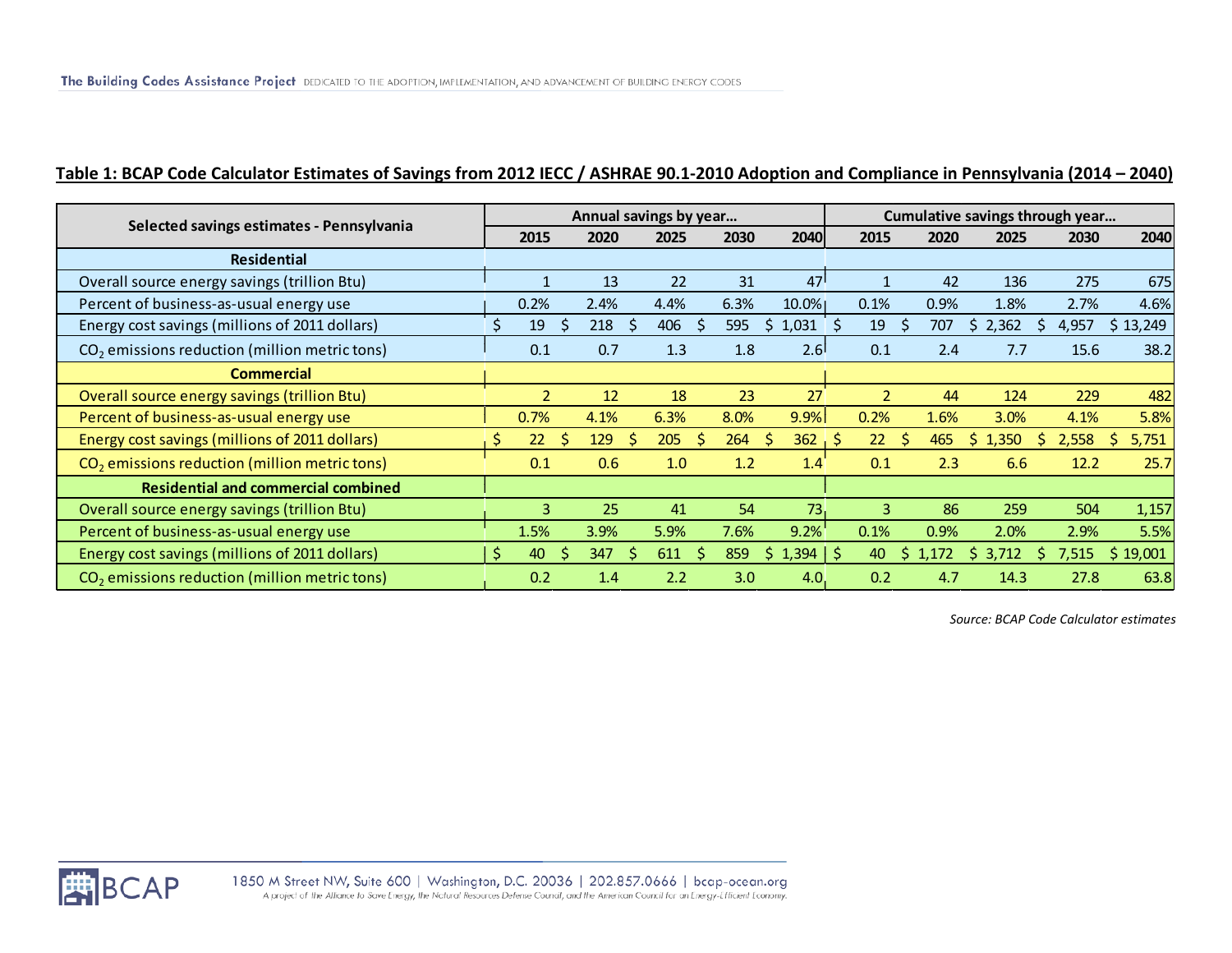**Table 1: BCAP Code Calculator Estimates of Savings from 2012 IECC / ASHRAE 90.1-2010 Adoption and Compliance in Pennsylvania (2014 – 2040)**

| Selected savings estimates - Pennsylvania | Annual savings by year... | | | | | Cumulative savings through year... | | | | |
|---|---|---|---|---|---|---|---|---|---|---|
| | 2015 | 2020 | 2025 | 2030 | 2040 | 2015 | 2020 | 2025 | 2030 | 2040 |
| **Residential** | | | | | | | | | | |
| Overall source energy savings (trillion Btu) | 1 | 13 | 22 | 31 | 47 | 1 | 42 | 136 | 275 | 675 |
| Percent of business-as-usual energy use | 0.2% | 2.4% | 4.4% | 6.3% | 10.0% | 0.1% | 0.9% | 1.8% | 2.7% | 4.6% |
| Energy cost savings (millions of 2011 dollars) | $ 19 | $ 218 | $ 406 | $ 595 | $ 1,031 | $ 19 | $ 707 | $ 2,362 | $ 4,957 | $ 13,249 |
| $CO_2$ emissions reduction (million metric tons) | 0.1 | 0.7 | 1.3 | 1.8 | 2.6 | 0.1 | 2.4 | 7.7 | 15.6 | 38.2 |
| **Commercial** | | | | | | | | | | |
| Overall source energy savings (trillion Btu) | 2 | 12 | 18 | 23 | 27 | 2 | 44 | 124 | 229 | 482 |
| Percent of business-as-usual energy use | 0.7% | 4.1% | 6.3% | 8.0% | 9.9% | 0.2% | 1.6% | 3.0% | 4.1% | 5.8% |
| Energy cost savings (millions of 2011 dollars) | $ 22 | $ 129 | $ 205 | $ 264 | $ 362 | $ 22 | $ 465 | $ 1,350 | $ 2,558 | $ 5,751 |
| $CO_2$ emissions reduction (million metric tons) | 0.1 | 0.6 | 1.0 | 1.2 | 1.4 | 0.1 | 2.3 | 6.6 | 12.2 | 25.7 |
| **Residential and commercial combined** | | | | | | | | | | |
| Overall source energy savings (trillion Btu) | 3 | 25 | 41 | 54 | 73 | 3 | 86 | 259 | 504 | 1,157 |
| Percent of business-as-usual energy use | 1.5% | 3.9% | 5.9% | 7.6% | 9.2% | 0.1% | 0.9% | 2.0% | 2.9% | 5.5% |
| Energy cost savings (millions of 2011 dollars) | $ 40 | $ 347 | $ 611 | $ 859 | $ 1,394 | $ 40 | $ 1,172 | $ 3,712 | $ 7,515 | $ 19,001 |
| $CO_2$ emissions reduction (million metric tons) | 0.2 | 1.4 | 2.2 | 3.0 | 4.0 | 0.2 | 4.7 | 14.3 | 27.8 | 63.8 |

*Source: BCAP Code Calculator estimates*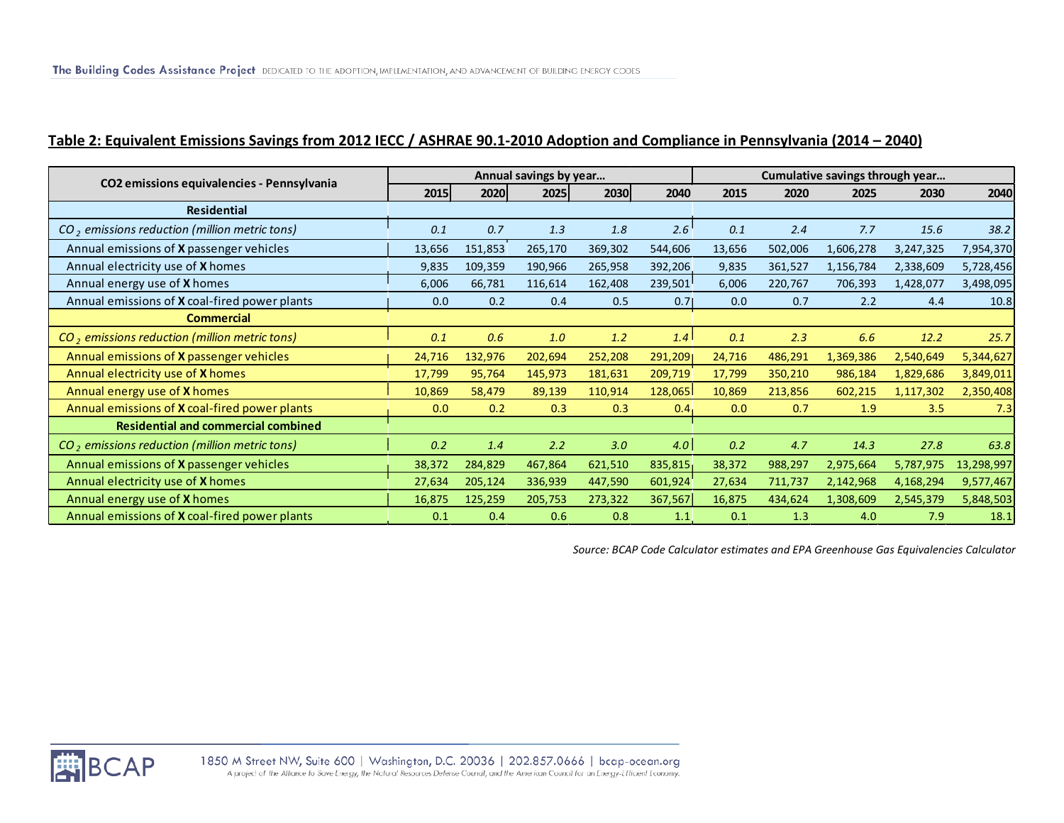## Table 2: Equivalent Emissions Savings from 2012 IECC / ASHRAE 90.1-2010 Adoption and Compliance in Pennsylvania (2014 – 2040)

| CO2 emissions equivalencies - Pennsylvania | Annual savings by year… | | | | | Cumulative savings through year… | | | | |
|---|---|---|---|---|---|---|---|---|---|---|
| | 2015 | 2020 | 2025 | 2030 | 2040 | 2015 | 2020 | 2025 | 2030 | 2040 |
| **Residential** | | | | | | | | | | |
| *$CO_2$ emissions reduction (million metric tons)* | *0.1* | *0.7* | *1.3* | *1.8* | *2.6* | *0.1* | *2.4* | *7.7* | *15.6* | *38.2* |
| Annual emissions of **X** passenger vehicles | 13,656 | 151,853 | 265,170 | 369,302 | 544,606 | 13,656 | 502,006 | 1,606,278 | 3,247,325 | 7,954,370 |
| Annual electricity use of **X** homes | 9,835 | 109,359 | 190,966 | 265,958 | 392,206 | 9,835 | 361,527 | 1,156,784 | 2,338,609 | 5,728,456 |
| Annual energy use of **X** homes | 6,006 | 66,781 | 116,614 | 162,408 | 239,501 | 6,006 | 220,767 | 706,393 | 1,428,077 | 3,498,095 |
| Annual emissions of **X** coal-fired power plants | 0.0 | 0.2 | 0.4 | 0.5 | 0.7 | 0.0 | 0.7 | 2.2 | 4.4 | 10.8 |
| **Commercial** | | | | | | | | | | |
| *$CO_2$ emissions reduction (million metric tons)* | *0.1* | *0.6* | *1.0* | *1.2* | *1.4* | *0.1* | *2.3* | *6.6* | *12.2* | *25.7* |
| Annual emissions of **X** passenger vehicles | 24,716 | 132,976 | 202,694 | 252,208 | 291,209 | 24,716 | 486,291 | 1,369,386 | 2,540,649 | 5,344,627 |
| Annual electricity use of **X** homes | 17,799 | 95,764 | 145,973 | 181,631 | 209,719 | 17,799 | 350,210 | 986,184 | 1,829,686 | 3,849,011 |
| Annual energy use of **X** homes | 10,869 | 58,479 | 89,139 | 110,914 | 128,065 | 10,869 | 213,856 | 602,215 | 1,117,302 | 2,350,408 |
| Annual emissions of **X** coal-fired power plants | 0.0 | 0.2 | 0.3 | 0.3 | 0.4 | 0.0 | 0.7 | 1.9 | 3.5 | 7.3 |
| **Residential and commercial combined** | | | | | | | | | | |
| *$CO_2$ emissions reduction (million metric tons)* | *0.2* | *1.4* | *2.2* | *3.0* | *4.0* | *0.2* | *4.7* | *14.3* | *27.8* | *63.8* |
| Annual emissions of **X** passenger vehicles | 38,372 | 284,829 | 467,864 | 621,510 | 835,815 | 38,372 | 988,297 | 2,975,664 | 5,787,975 | 13,298,997 |
| Annual electricity use of **X** homes | 27,634 | 205,124 | 336,939 | 447,590 | 601,924 | 27,634 | 711,737 | 2,142,968 | 4,168,294 | 9,577,467 |
| Annual energy use of **X** homes | 16,875 | 125,259 | 205,753 | 273,322 | 367,567 | 16,875 | 434,624 | 1,308,609 | 2,545,379 | 5,848,503 |
| Annual emissions of **X** coal-fired power plants | 0.1 | 0.4 | 0.6 | 0.8 | 1.1 | 0.1 | 1.3 | 4.0 | 7.9 | 18.1 |

*Source: BCAP Code Calculator estimates and EPA Greenhouse Gas Equivalencies Calculator*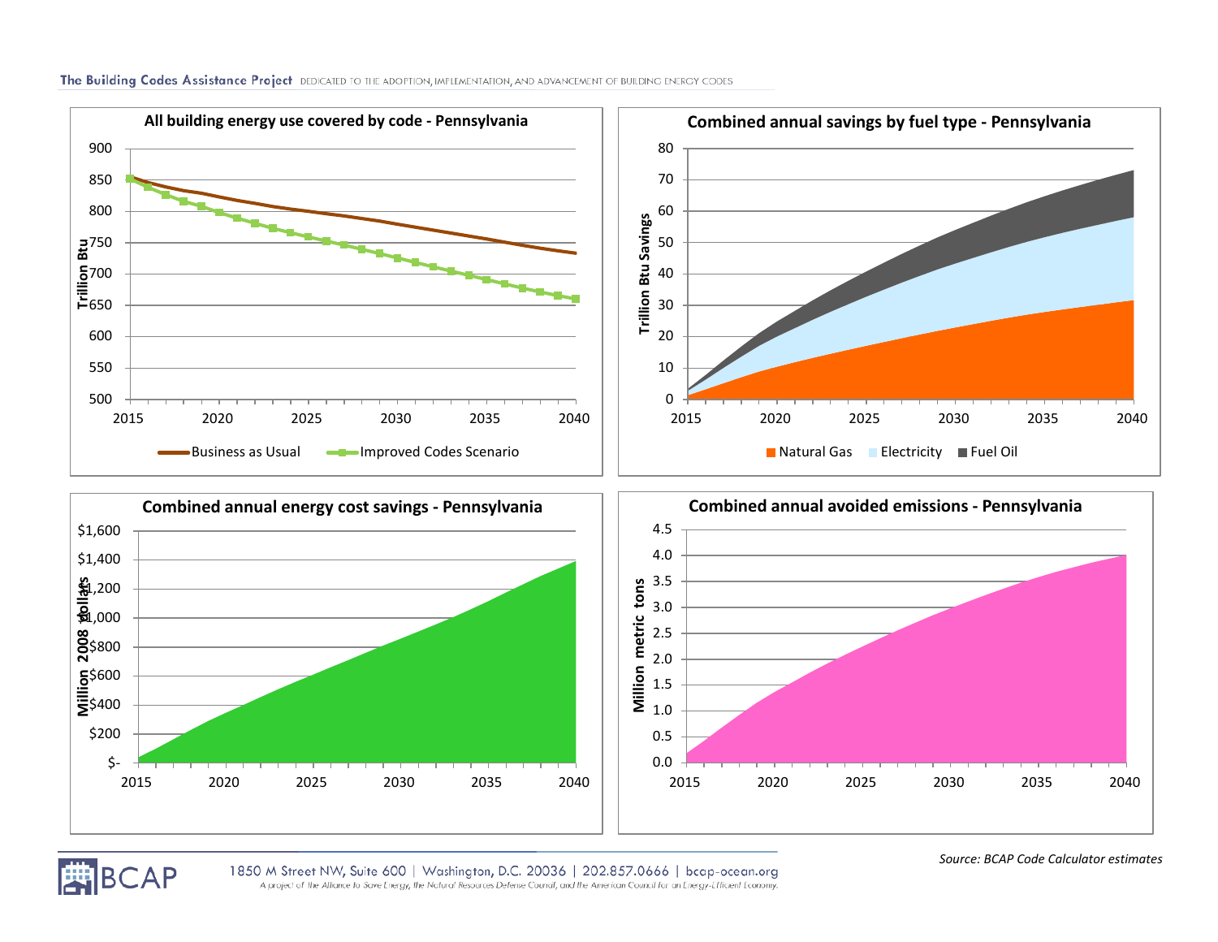The Building Codes Assistance Project DEDICATED TO THE ADOPTION, IMPLEMENTATION, AND ADVANCEMENT OF BUILDING ENERGY CODES

**All building energy use covered by code - Pennsylvania**

Trillion Btu

Business as Usual — Improved Codes Scenario

**Combined annual savings by fuel type - Pennsylvania**

Trillion Btu Savings

Natural Gas — Electricity — Fuel Oil

**Combined annual energy cost savings - Pennsylvania**

Million 2008 dollars

**Combined annual avoided emissions - Pennsylvania**

Million metric tons

*Source: BCAP Code Calculator estimates*

BCAP

1850 M Street NW, Suite 600 | Washington, D.C. 20036 | 202.857.0666 | bcap-ocean.org

A project of the Alliance to Save Energy, the Natural Resources Defense Council, and the American Council for an Energy-Efficient Economy.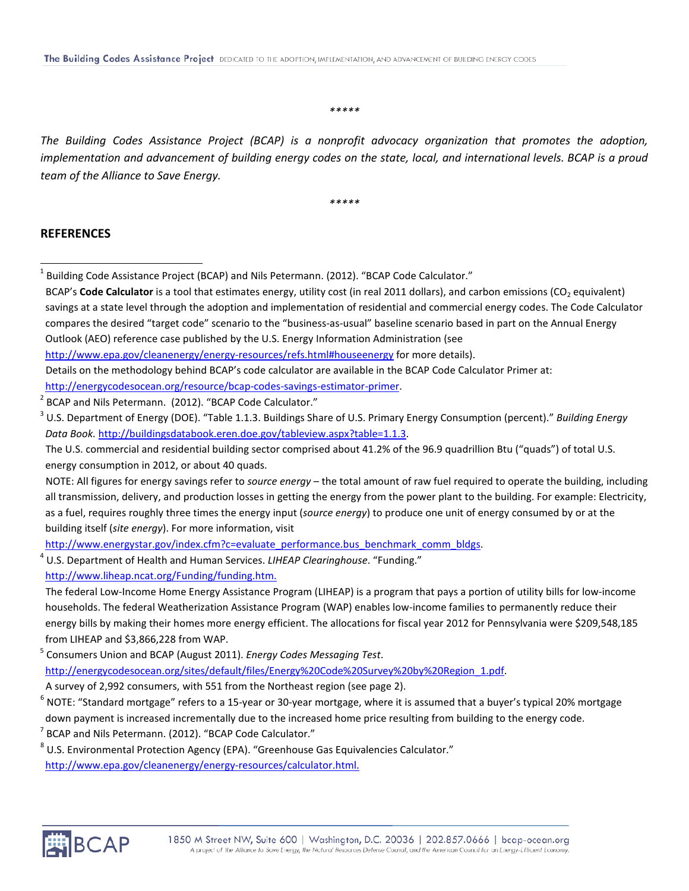\*\*\*\*\*

*The Building Codes Assistance Project (BCAP) is a nonprofit advocacy organization that promotes the adoption, implementation and advancement of building energy codes on the state, local, and international levels. BCAP is a proud team of the Alliance to Save Energy.*

\*\*\*\*\*

## REFERENCES

[1] Building Code Assistance Project (BCAP) and Nils Petermann. (2012). "BCAP Code Calculator."

BCAP's **Code Calculator** is a tool that estimates energy, utility cost (in real 2011 dollars), and carbon emissions ($CO_2$ equivalent) savings at a state level through the adoption and implementation of residential and commercial energy codes. The Code Calculator compares the desired "target code" scenario to the "business-as-usual" baseline scenario based in part on the Annual Energy Outlook (AEO) reference case published by the U.S. Energy Information Administration (see http://www.epa.gov/cleanenergy/energy-resources/refs.html#houseenergy for more details).

Details on the methodology behind BCAP's code calculator are available in the BCAP Code Calculator Primer at: http://energycodesocean.org/resource/bcap-codes-savings-estimator-primer.

[2] BCAP and Nils Petermann. (2012). "BCAP Code Calculator."

[3] U.S. Department of Energy (DOE). "Table 1.1.3. Buildings Share of U.S. Primary Energy Consumption (percent)." *Building Energy Data Book.* http://buildingsdatabook.eren.doe.gov/tableview.aspx?table=1.1.3.

The U.S. commercial and residential building sector comprised about 41.2% of the 96.9 quadrillion Btu ("quads") of total U.S. energy consumption in 2012, or about 40 quads.

NOTE: All figures for energy savings refer to *source energy* – the total amount of raw fuel required to operate the building, including all transmission, delivery, and production losses in getting the energy from the power plant to the building. For example: Electricity, as a fuel, requires roughly three times the energy input (*source energy*) to produce one unit of energy consumed by or at the building itself (*site energy*). For more information, visit http://www.energystar.gov/index.cfm?c=evaluate_performance.bus_benchmark_comm_bldgs.

[4] U.S. Department of Health and Human Services. *LIHEAP Clearinghouse*. "Funding." http://www.liheap.ncat.org/Funding/funding.htm.

The federal Low-Income Home Energy Assistance Program (LIHEAP) is a program that pays a portion of utility bills for low-income households. The federal Weatherization Assistance Program (WAP) enables low-income families to permanently reduce their energy bills by making their homes more energy efficient. The allocations for fiscal year 2012 for Pennsylvania were $209,548,185 from LIHEAP and $3,866,228 from WAP.

[5] Consumers Union and BCAP (August 2011). *Energy Codes Messaging Test*. http://energycodesocean.org/sites/default/files/Energy%20Code%20Survey%20by%20Region_1.pdf.

A survey of 2,992 consumers, with 551 from the Northeast region (see page 2).

[6] NOTE: "Standard mortgage" refers to a 15-year or 30-year mortgage, where it is assumed that a buyer's typical 20% mortgage down payment is increased incrementally due to the increased home price resulting from building to the energy code.

[7] BCAP and Nils Petermann. (2012). "BCAP Code Calculator."

[8] U.S. Environmental Protection Agency (EPA). "Greenhouse Gas Equivalencies Calculator." http://www.epa.gov/cleanenergy/energy-resources/calculator.html.